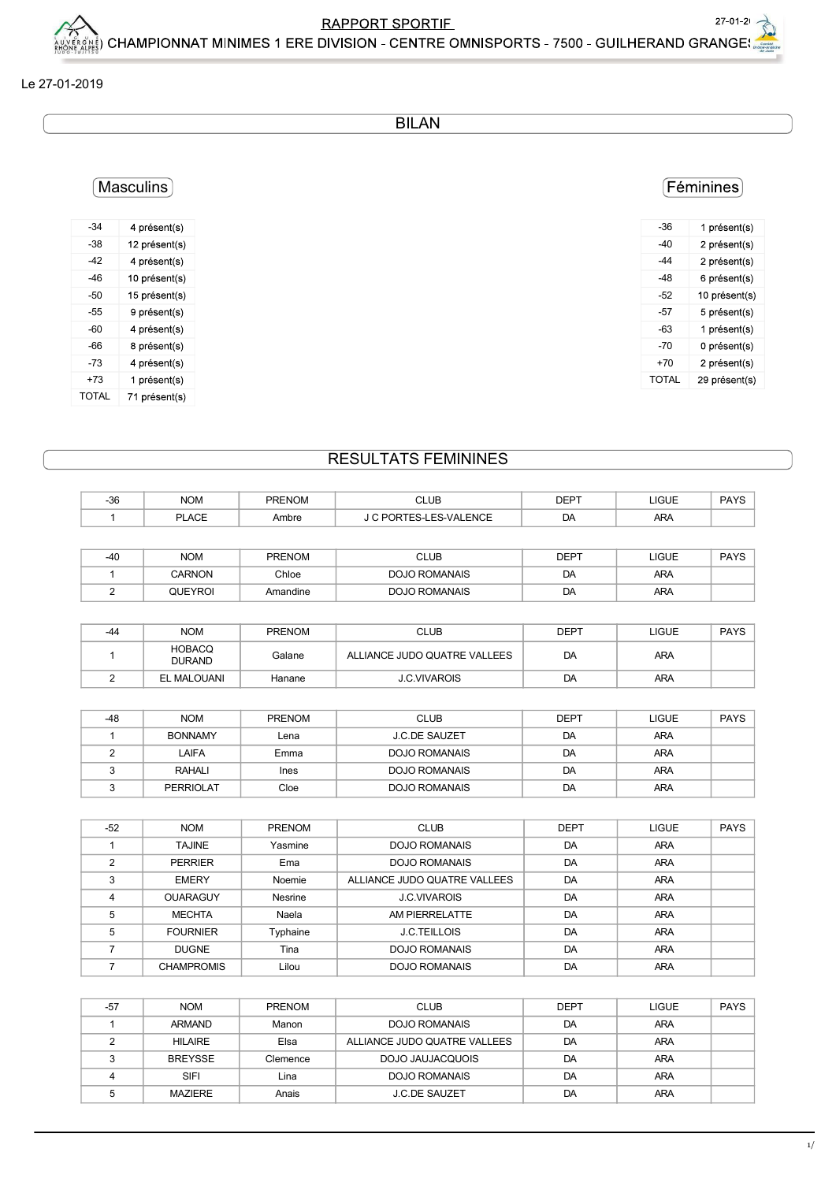# RAPPORT SPORTIF

## CHAMPIONNAT MINIMES 1 ERE DIVISION - CENTRE OMNISPORTS - 7500 - GUILHERAND GRANGES

Le 27-01-2019

## BILAN

### Masculins

| | |
|---|---|
| -34 | 4 présent(s) |
| -38 | 12 présent(s) |
| -42 | 4 présent(s) |
| -46 | 10 présent(s) |
| -50 | 15 présent(s) |
| -55 | 9 présent(s) |
| -60 | 4 présent(s) |
| -66 | 8 présent(s) |
| -73 | 4 présent(s) |
| +73 | 1 présent(s) |
| TOTAL | 71 présent(s) |

### Féminines

| | |
|---|---|
| -36 | 1 présent(s) |
| -40 | 2 présent(s) |
| -44 | 2 présent(s) |
| -48 | 6 présent(s) |
| -52 | 10 présent(s) |
| -57 | 5 présent(s) |
| -63 | 1 présent(s) |
| -70 | 0 présent(s) |
| +70 | 2 présent(s) |
| TOTAL | 29 présent(s) |

## RESULTATS FEMININES

| -36 | NOM | PRENOM | CLUB | DEPT | LIGUE | PAYS |
|---|---|---|---|---|---|---|
| 1 | PLACE | Ambre | J C PORTES-LES-VALENCE | DA | ARA | |

| -40 | NOM | PRENOM | CLUB | DEPT | LIGUE | PAYS |
|---|---|---|---|---|---|---|
| 1 | CARNON | Chloe | DOJO ROMANAIS | DA | ARA | |
| 2 | QUEYROI | Amandine | DOJO ROMANAIS | DA | ARA | |

| -44 | NOM | PRENOM | CLUB | DEPT | LIGUE | PAYS |
|---|---|---|---|---|---|---|
| 1 | HOBACQ DURAND | Galane | ALLIANCE JUDO QUATRE VALLEES | DA | ARA | |
| 2 | EL MALOUANI | Hanane | J.C.VIVAROIS | DA | ARA | |

| -48 | NOM | PRENOM | CLUB | DEPT | LIGUE | PAYS |
|---|---|---|---|---|---|---|
| 1 | BONNAMY | Lena | J.C.DE SAUZET | DA | ARA | |
| 2 | LAIFA | Emma | DOJO ROMANAIS | DA | ARA | |
| 3 | RAHALI | Ines | DOJO ROMANAIS | DA | ARA | |
| 3 | PERRIOLAT | Cloe | DOJO ROMANAIS | DA | ARA | |

| -52 | NOM | PRENOM | CLUB | DEPT | LIGUE | PAYS |
|---|---|---|---|---|---|---|
| 1 | TAJINE | Yasmine | DOJO ROMANAIS | DA | ARA | |
| 2 | PERRIER | Ema | DOJO ROMANAIS | DA | ARA | |
| 3 | EMERY | Noemie | ALLIANCE JUDO QUATRE VALLEES | DA | ARA | |
| 4 | OUARAGUY | Nesrine | J.C.VIVAROIS | DA | ARA | |
| 5 | MECHTA | Naela | AM PIERRELATTE | DA | ARA | |
| 5 | FOURNIER | Typhaine | J.C.TEILLOIS | DA | ARA | |
| 7 | DUGNE | Tina | DOJO ROMANAIS | DA | ARA | |
| 7 | CHAMPROMIS | Lilou | DOJO ROMANAIS | DA | ARA | |

| -57 | NOM | PRENOM | CLUB | DEPT | LIGUE | PAYS |
|---|---|---|---|---|---|---|
| 1 | ARMAND | Manon | DOJO ROMANAIS | DA | ARA | |
| 2 | HILAIRE | Elsa | ALLIANCE JUDO QUATRE VALLEES | DA | ARA | |
| 3 | BREYSSE | Clemence | DOJO JAUJACQUOIS | DA | ARA | |
| 4 | SIFI | Lina | DOJO ROMANAIS | DA | ARA | |
| 5 | MAZIERE | Anais | J.C.DE SAUZET | DA | ARA | |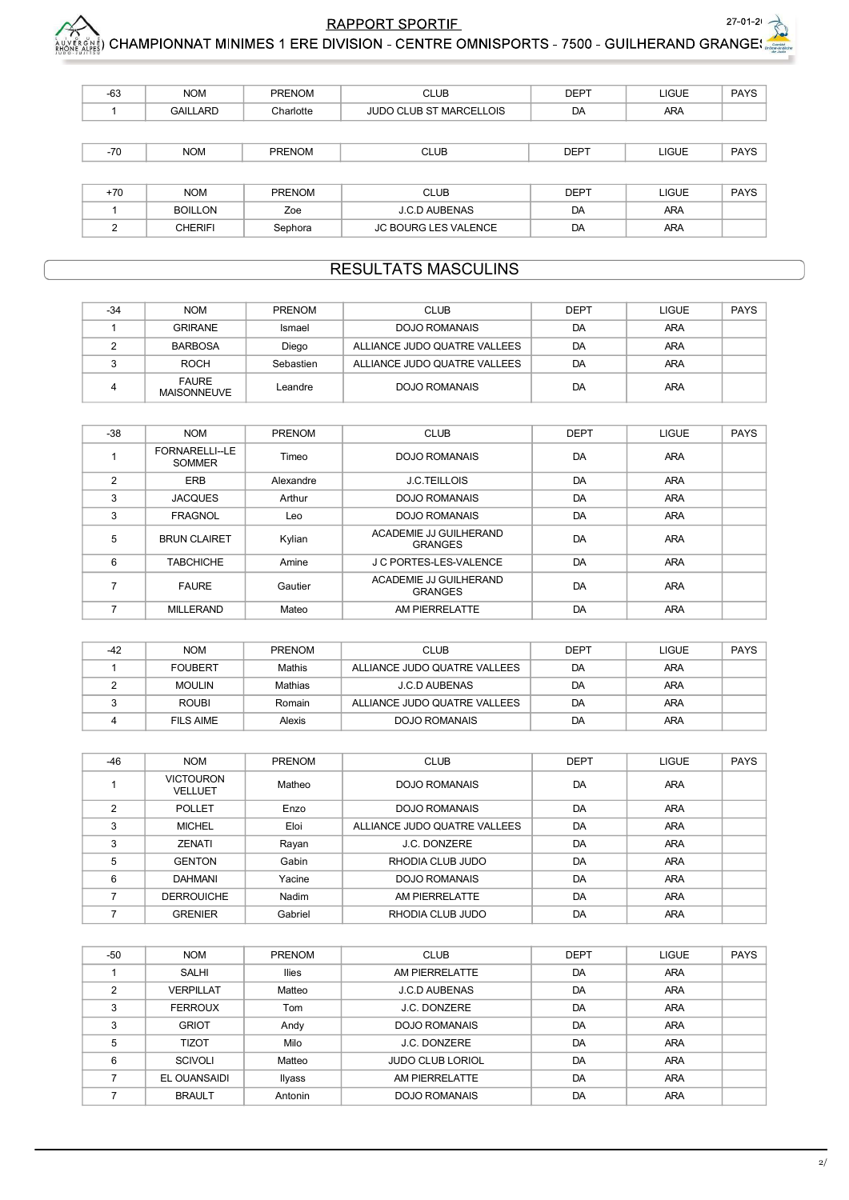| -63 | NOM | PRENOM | CLUB | DEPT | LIGUE | PAYS |
|---|---|---|---|---|---|---|
| 1 | GAILLARD | Charlotte | JUDO CLUB ST MARCELLOIS | DA | ARA | |

| -70 | NOM | PRENOM | CLUB | DEPT | LIGUE | PAYS |
|---|---|---|---|---|---|---|

| +70 | NOM | PRENOM | CLUB | DEPT | LIGUE | PAYS |
|---|---|---|---|---|---|---|
| 1 | BOILLON | Zoe | J.C.D AUBENAS | DA | ARA | |
| 2 | CHERIFI | Sephora | JC BOURG LES VALENCE | DA | ARA | |

## RESULTATS MASCULINS

| -34 | NOM | PRENOM | CLUB | DEPT | LIGUE | PAYS |
|---|---|---|---|---|---|---|
| 1 | GRIRANE | Ismael | DOJO ROMANAIS | DA | ARA | |
| 2 | BARBOSA | Diego | ALLIANCE JUDO QUATRE VALLEES | DA | ARA | |
| 3 | ROCH | Sebastien | ALLIANCE JUDO QUATRE VALLEES | DA | ARA | |
| 4 | FAURE MAISONNEUVE | Leandre | DOJO ROMANAIS | DA | ARA | |

| -38 | NOM | PRENOM | CLUB | DEPT | LIGUE | PAYS |
|---|---|---|---|---|---|---|
| 1 | FORNARELLI--LE SOMMER | Timeo | DOJO ROMANAIS | DA | ARA | |
| 2 | ERB | Alexandre | J.C.TEILLOIS | DA | ARA | |
| 3 | JACQUES | Arthur | DOJO ROMANAIS | DA | ARA | |
| 3 | FRAGNOL | Leo | DOJO ROMANAIS | DA | ARA | |
| 5 | BRUN CLAIRET | Kylian | ACADEMIE JJ GUILHERAND GRANGES | DA | ARA | |
| 6 | TABCHICHE | Amine | J C PORTES-LES-VALENCE | DA | ARA | |
| 7 | FAURE | Gautier | ACADEMIE JJ GUILHERAND GRANGES | DA | ARA | |
| 7 | MILLERAND | Mateo | AM PIERRELATTE | DA | ARA | |

| -42 | NOM | PRENOM | CLUB | DEPT | LIGUE | PAYS |
|---|---|---|---|---|---|---|
| 1 | FOUBERT | Mathis | ALLIANCE JUDO QUATRE VALLEES | DA | ARA | |
| 2 | MOULIN | Mathias | J.C.D AUBENAS | DA | ARA | |
| 3 | ROUBI | Romain | ALLIANCE JUDO QUATRE VALLEES | DA | ARA | |
| 4 | FILS AIME | Alexis | DOJO ROMANAIS | DA | ARA | |

| -46 | NOM | PRENOM | CLUB | DEPT | LIGUE | PAYS |
|---|---|---|---|---|---|---|
| 1 | VICTOURON VELLUET | Matheo | DOJO ROMANAIS | DA | ARA | |
| 2 | POLLET | Enzo | DOJO ROMANAIS | DA | ARA | |
| 3 | MICHEL | Eloi | ALLIANCE JUDO QUATRE VALLEES | DA | ARA | |
| 3 | ZENATI | Rayan | J.C. DONZERE | DA | ARA | |
| 5 | GENTON | Gabin | RHODIA CLUB JUDO | DA | ARA | |
| 6 | DAHMANI | Yacine | DOJO ROMANAIS | DA | ARA | |
| 7 | DERROUICHE | Nadim | AM PIERRELATTE | DA | ARA | |
| 7 | GRENIER | Gabriel | RHODIA CLUB JUDO | DA | ARA | |

| -50 | NOM | PRENOM | CLUB | DEPT | LIGUE | PAYS |
|---|---|---|---|---|---|---|
| 1 | SALHI | Ilies | AM PIERRELATTE | DA | ARA | |
| 2 | VERPILLAT | Matteo | J.C.D AUBENAS | DA | ARA | |
| 3 | FERROUX | Tom | J.C. DONZERE | DA | ARA | |
| 3 | GRIOT | Andy | DOJO ROMANAIS | DA | ARA | |
| 5 | TIZOT | Milo | J.C. DONZERE | DA | ARA | |
| 6 | SCIVOLI | Matteo | JUDO CLUB LORIOL | DA | ARA | |
| 7 | EL OUANSAIDI | Ilyass | AM PIERRELATTE | DA | ARA | |
| 7 | BRAULT | Antonin | DOJO ROMANAIS | DA | ARA | |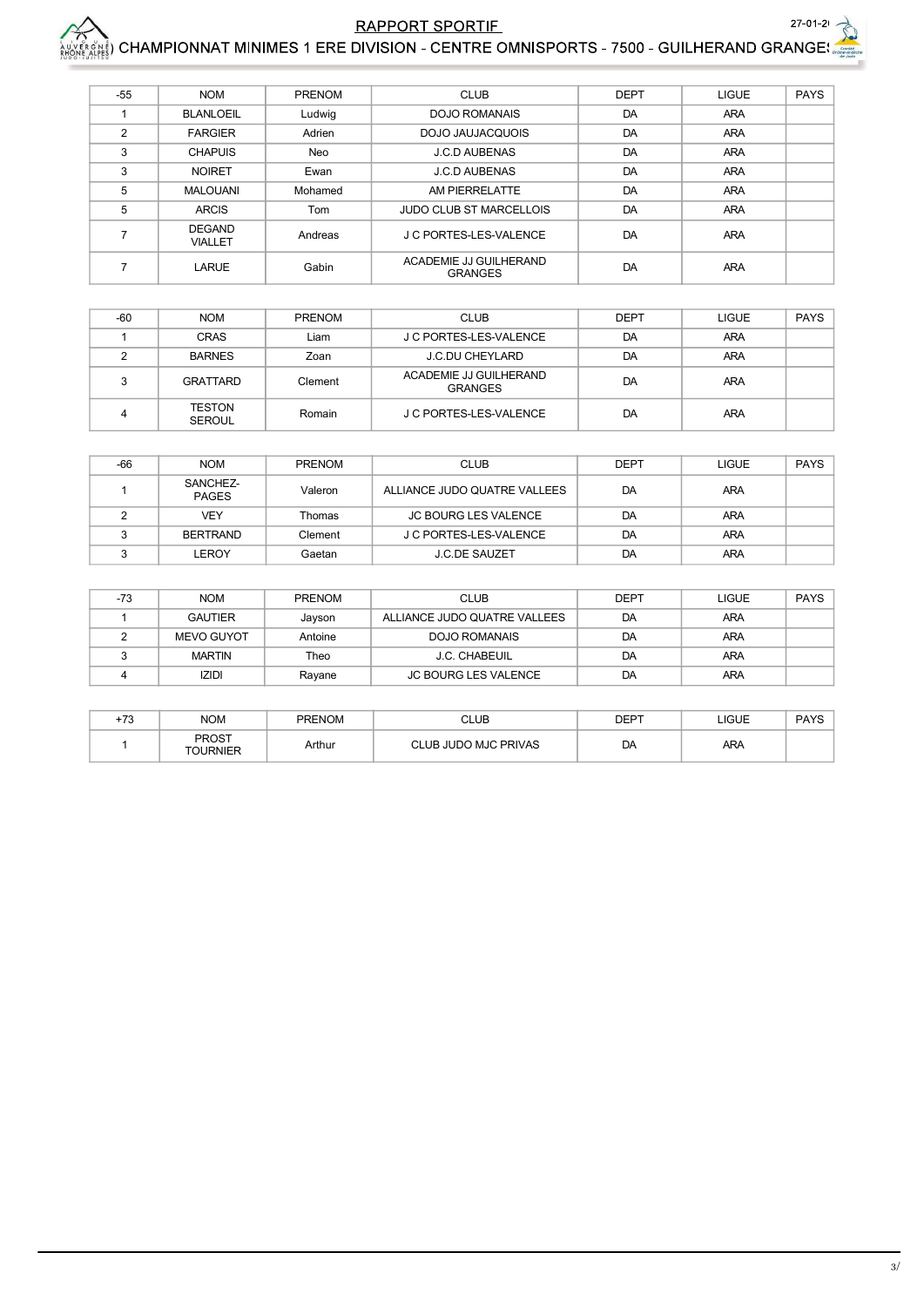| -55 | NOM | PRENOM | CLUB | DEPT | LIGUE | PAYS |
|---|---|---|---|---|---|---|
| 1 | BLANLOEIL | Ludwig | DOJO ROMANAIS | DA | ARA | |
| 2 | FARGIER | Adrien | DOJO JAUJACQUOIS | DA | ARA | |
| 3 | CHAPUIS | Neo | J.C.D AUBENAS | DA | ARA | |
| 3 | NOIRET | Ewan | J.C.D AUBENAS | DA | ARA | |
| 5 | MALOUANI | Mohamed | AM PIERRELATTE | DA | ARA | |
| 5 | ARCIS | Tom | JUDO CLUB ST MARCELLOIS | DA | ARA | |
| 7 | DEGAND VIALLET | Andreas | J C PORTES-LES-VALENCE | DA | ARA | |
| 7 | LARUE | Gabin | ACADEMIE JJ GUILHERAND GRANGES | DA | ARA | |

| -60 | NOM | PRENOM | CLUB | DEPT | LIGUE | PAYS |
|---|---|---|---|---|---|---|
| 1 | CRAS | Liam | J C PORTES-LES-VALENCE | DA | ARA | |
| 2 | BARNES | Zoan | J.C.DU CHEYLARD | DA | ARA | |
| 3 | GRATTARD | Clement | ACADEMIE JJ GUILHERAND GRANGES | DA | ARA | |
| 4 | TESTON SEROUL | Romain | J C PORTES-LES-VALENCE | DA | ARA | |

| -66 | NOM | PRENOM | CLUB | DEPT | LIGUE | PAYS |
|---|---|---|---|---|---|---|
| 1 | SANCHEZ-PAGES | Valeron | ALLIANCE JUDO QUATRE VALLEES | DA | ARA | |
| 2 | VEY | Thomas | JC BOURG LES VALENCE | DA | ARA | |
| 3 | BERTRAND | Clement | J C PORTES-LES-VALENCE | DA | ARA | |
| 3 | LEROY | Gaetan | J.C.DE SAUZET | DA | ARA | |

| -73 | NOM | PRENOM | CLUB | DEPT | LIGUE | PAYS |
|---|---|---|---|---|---|---|
| 1 | GAUTIER | Jayson | ALLIANCE JUDO QUATRE VALLEES | DA | ARA | |
| 2 | MEVO GUYOT | Antoine | DOJO ROMANAIS | DA | ARA | |
| 3 | MARTIN | Theo | J.C. CHABEUIL | DA | ARA | |
| 4 | IZIDI | Rayane | JC BOURG LES VALENCE | DA | ARA | |

| +73 | NOM | PRENOM | CLUB | DEPT | LIGUE | PAYS |
|---|---|---|---|---|---|---|
| 1 | PROST TOURNIER | Arthur | CLUB JUDO MJC PRIVAS | DA | ARA | |